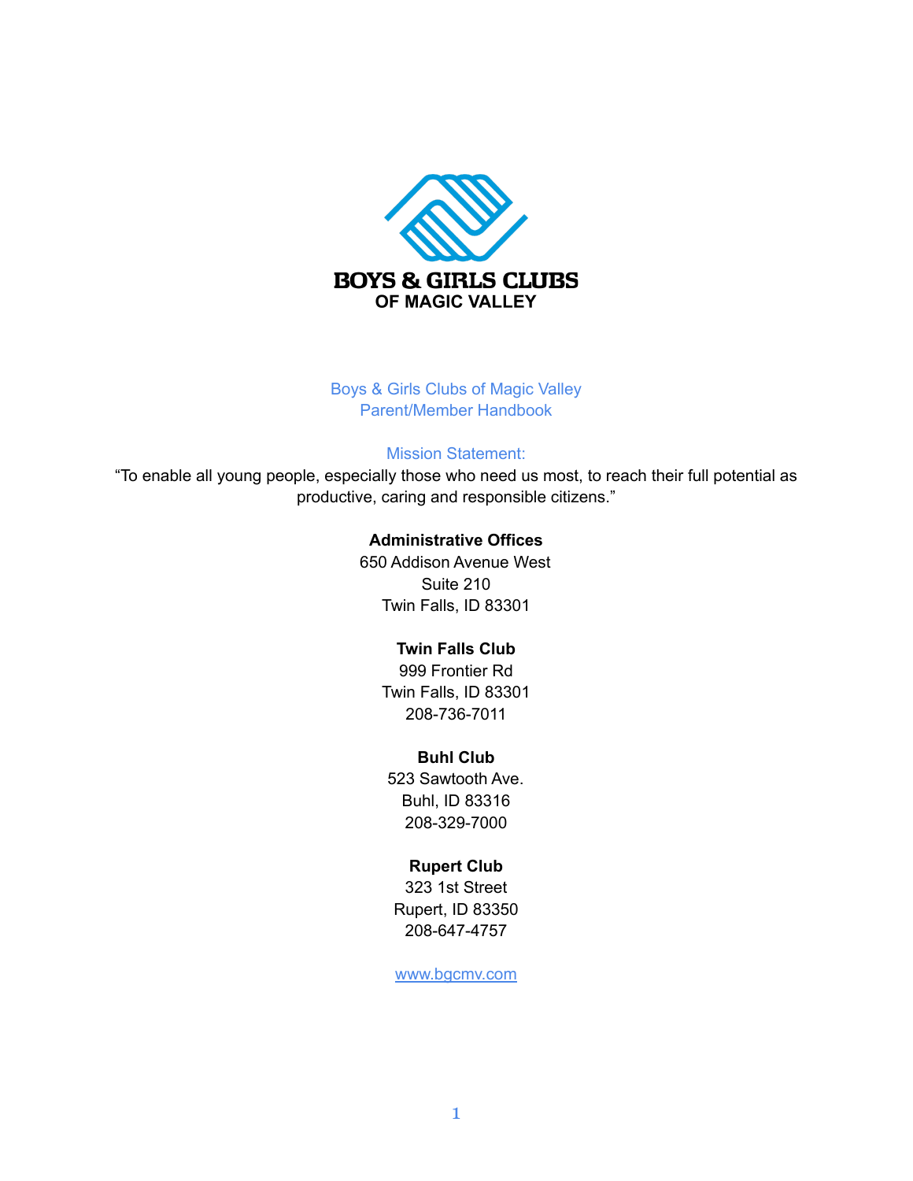**BOYS & GIRLS CLUBS**
**OF MAGIC VALLEY**

# Boys & Girls Clubs of Magic Valley Parent/Member Handbook

## Mission Statement:

"To enable all young people, especially those who need us most, to reach their full potential as productive, caring and responsible citizens."

**Administrative Offices**
650 Addison Avenue West
Suite 210
Twin Falls, ID 83301

**Twin Falls Club**
999 Frontier Rd
Twin Falls, ID 83301
208-736-7011

**Buhl Club**
523 Sawtooth Ave.
Buhl, ID 83316
208-329-7000

**Rupert Club**
323 1st Street
Rupert, ID 83350
208-647-4757

www.bgcmv.com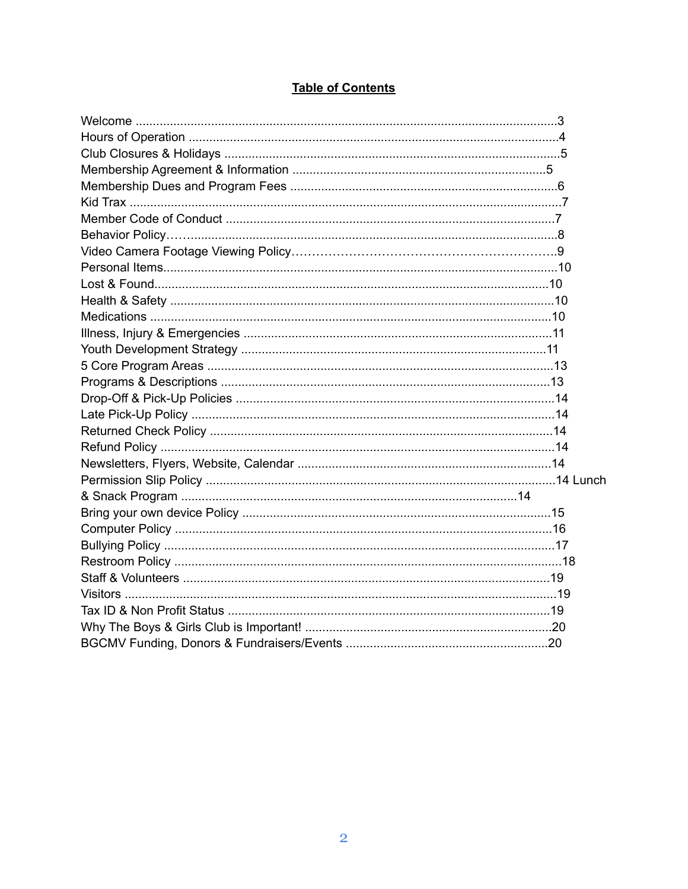# **Table of Contents**

Welcome ....................................................................................................................3
Hours of Operation ....................................................................................................4
Club Closures & Holidays ..........................................................................................5
Membership Agreement & Information ...................................................................5
Membership Dues and Program Fees ......................................................................6
Kid Trax .....................................................................................................................7
Member Code of Conduct .........................................................................................7
Behavior Policy…........................................................................................................8
Video Camera Footage Viewing Policy……………………………………………………..9
Personal Items..........................................................................................................10
Lost & Found............................................................................................................10
Health & Safety ........................................................................................................10
Medications .............................................................................................................10
Illness, Injury & Emergencies ..................................................................................11
Youth Development Strategy ..................................................................................11
5 Core Program Areas .............................................................................................13
Programs & Descriptions .........................................................................................13
Drop-Off & Pick-Up Policies .....................................................................................14
Late Pick-Up Policy ..................................................................................................14
Returned Check Policy .............................................................................................14
Refund Policy ...........................................................................................................14
Newsletters, Flyers, Website, Calendar ...................................................................14
Permission Slip Policy ..............................................................................................14 Lunch & Snack Program ..........................................................................................14
Bring your own device Policy ..................................................................................15
Computer Policy ......................................................................................................16
Bullying Policy .........................................................................................................17
Restroom Policy .......................................................................................................18
Staff & Volunteers ...................................................................................................19
Visitors .....................................................................................................................19
Tax ID & Non Profit Status ......................................................................................19
Why The Boys & Girls Club is Important! ................................................................20
BGCMV Funding, Donors & Fundraisers/Events .....................................................20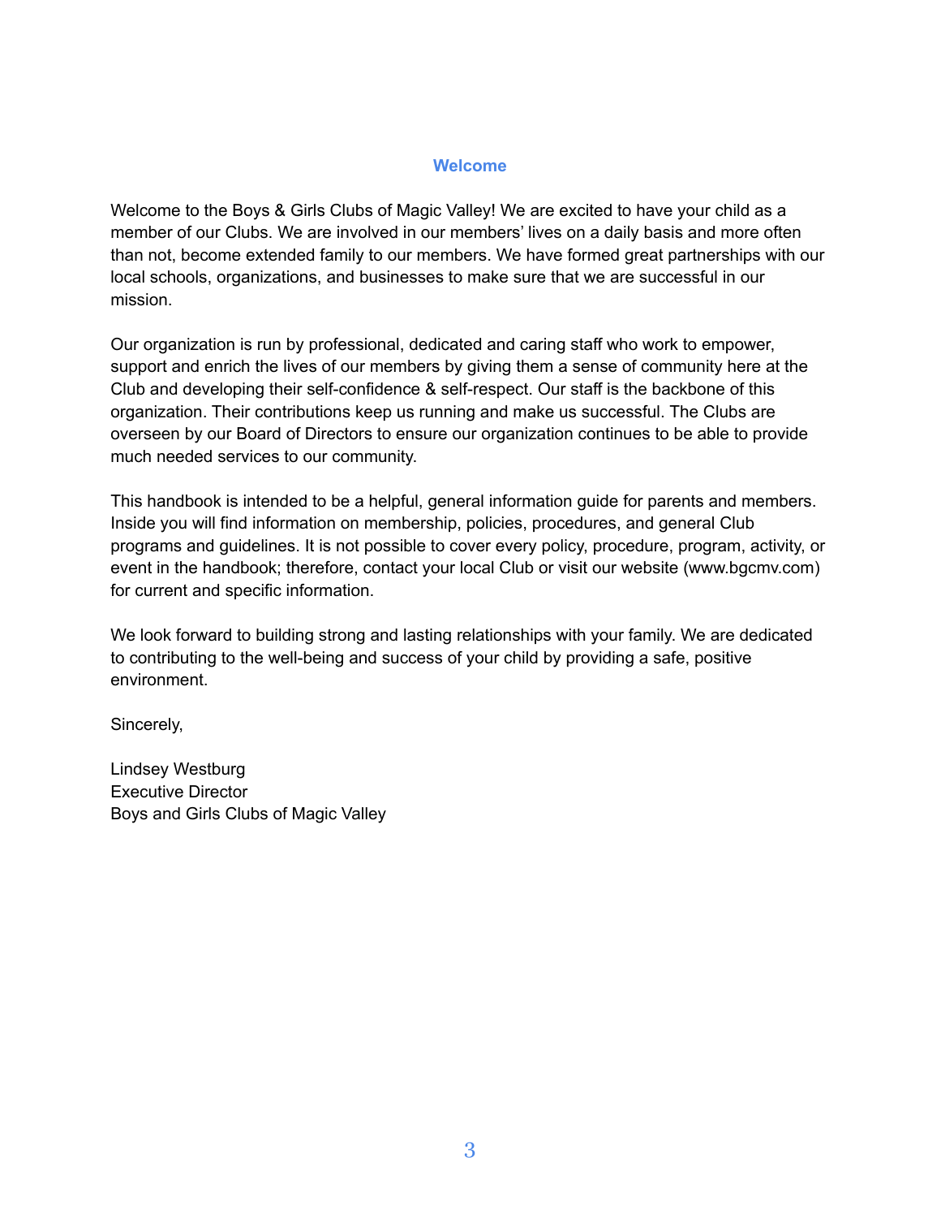## Welcome

Welcome to the Boys & Girls Clubs of Magic Valley! We are excited to have your child as a member of our Clubs. We are involved in our members' lives on a daily basis and more often than not, become extended family to our members. We have formed great partnerships with our local schools, organizations, and businesses to make sure that we are successful in our mission.

Our organization is run by professional, dedicated and caring staff who work to empower, support and enrich the lives of our members by giving them a sense of community here at the Club and developing their self-confidence & self-respect. Our staff is the backbone of this organization. Their contributions keep us running and make us successful. The Clubs are overseen by our Board of Directors to ensure our organization continues to be able to provide much needed services to our community.

This handbook is intended to be a helpful, general information guide for parents and members. Inside you will find information on membership, policies, procedures, and general Club programs and guidelines. It is not possible to cover every policy, procedure, program, activity, or event in the handbook; therefore, contact your local Club or visit our website (www.bgcmv.com) for current and specific information.

We look forward to building strong and lasting relationships with your family. We are dedicated to contributing to the well-being and success of your child by providing a safe, positive environment.

Sincerely,

Lindsey Westburg
Executive Director
Boys and Girls Clubs of Magic Valley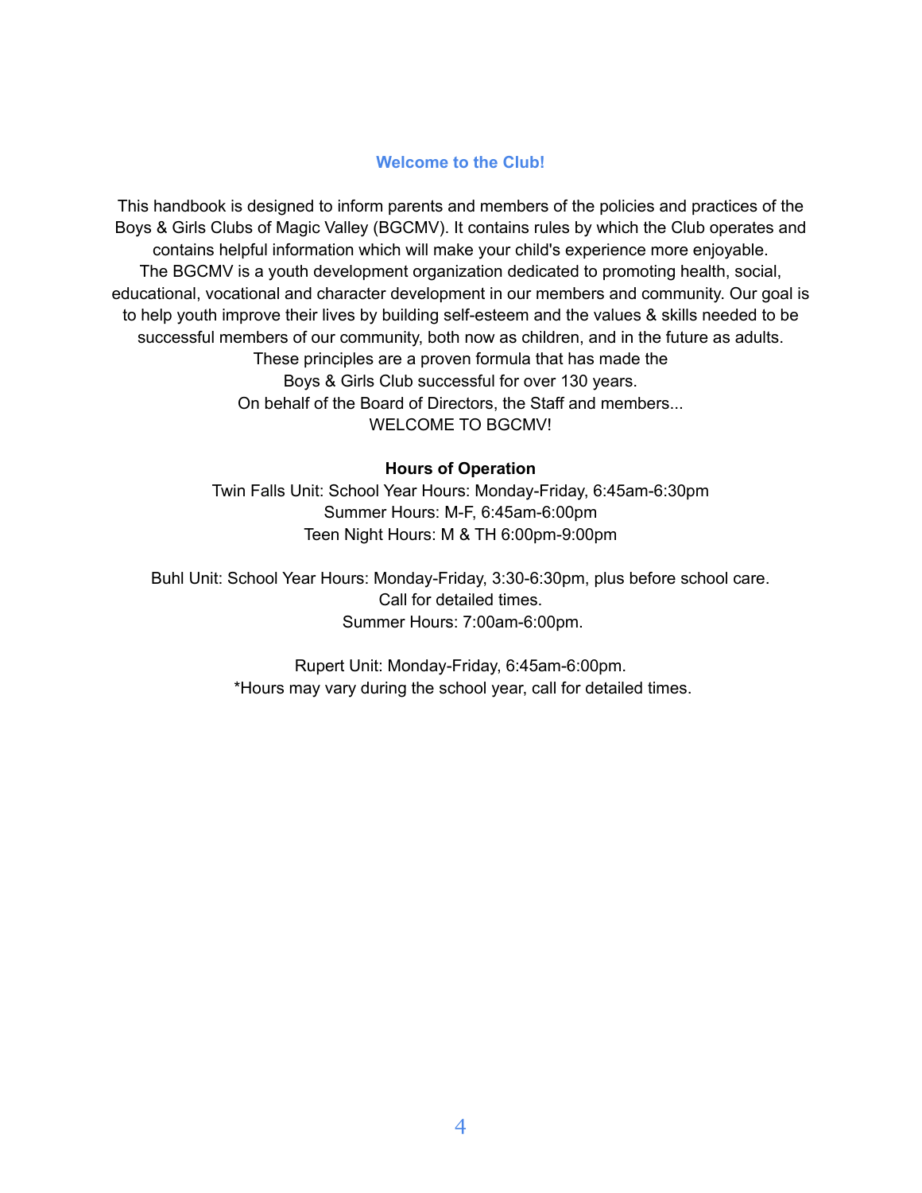## Welcome to the Club!

This handbook is designed to inform parents and members of the policies and practices of the Boys & Girls Clubs of Magic Valley (BGCMV). It contains rules by which the Club operates and contains helpful information which will make your child's experience more enjoyable.
The BGCMV is a youth development organization dedicated to promoting health, social, educational, vocational and character development in our members and community. Our goal is to help youth improve their lives by building self-esteem and the values & skills needed to be successful members of our community, both now as children, and in the future as adults.
These principles are a proven formula that has made the
Boys & Girls Club successful for over 130 years.
On behalf of the Board of Directors, the Staff and members...
WELCOME TO BGCMV!

**Hours of Operation**

Twin Falls Unit: School Year Hours: Monday-Friday, 6:45am-6:30pm
Summer Hours: M-F, 6:45am-6:00pm
Teen Night Hours: M & TH 6:00pm-9:00pm

Buhl Unit: School Year Hours: Monday-Friday, 3:30-6:30pm, plus before school care.
Call for detailed times.
Summer Hours: 7:00am-6:00pm.

Rupert Unit: Monday-Friday, 6:45am-6:00pm.
*Hours may vary during the school year, call for detailed times.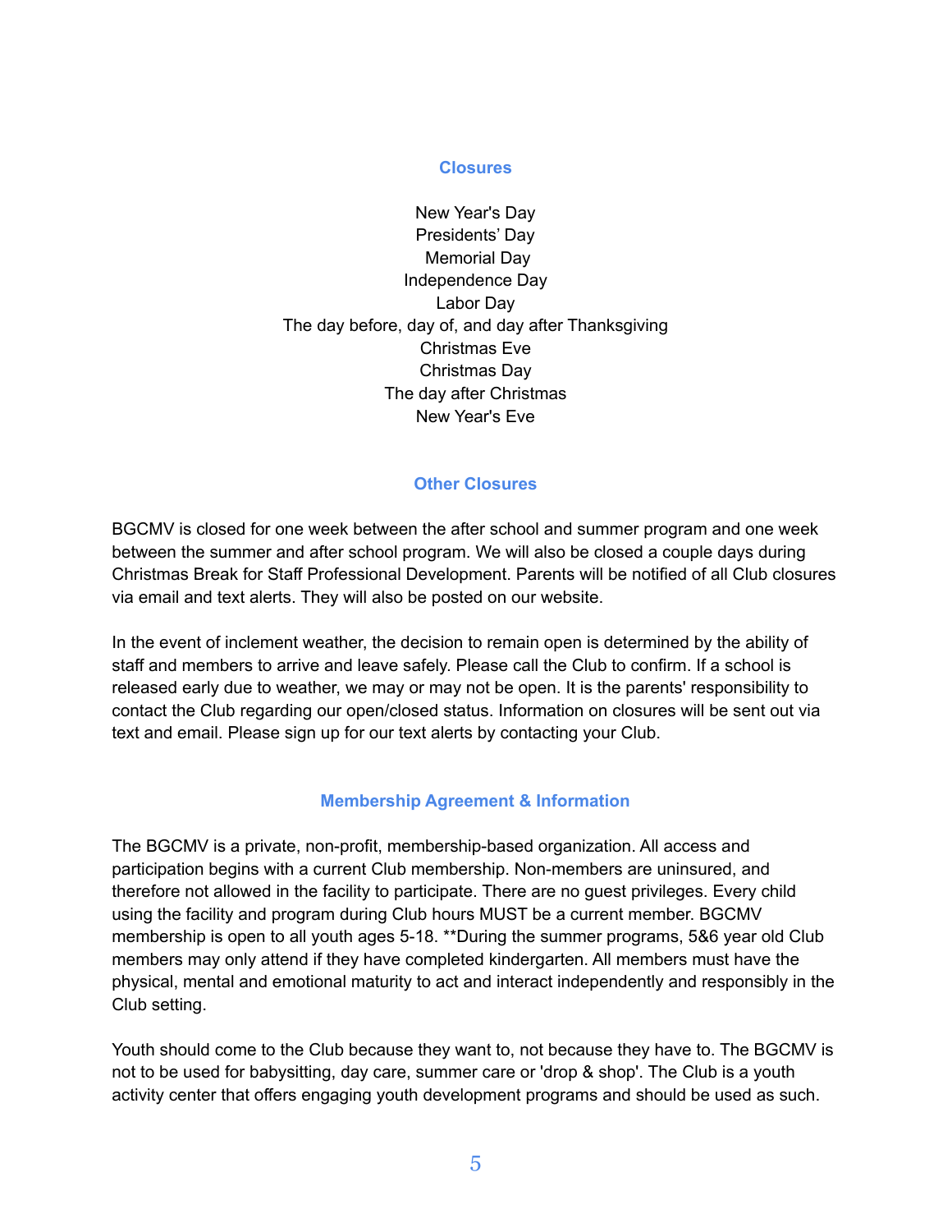## Closures

New Year's Day
Presidents' Day
Memorial Day
Independence Day
Labor Day
The day before, day of, and day after Thanksgiving
Christmas Eve
Christmas Day
The day after Christmas
New Year's Eve

## Other Closures

BGCMV is closed for one week between the after school and summer program and one week between the summer and after school program. We will also be closed a couple days during Christmas Break for Staff Professional Development. Parents will be notified of all Club closures via email and text alerts. They will also be posted on our website.

In the event of inclement weather, the decision to remain open is determined by the ability of staff and members to arrive and leave safely. Please call the Club to confirm. If a school is released early due to weather, we may or may not be open. It is the parents' responsibility to contact the Club regarding our open/closed status. Information on closures will be sent out via text and email. Please sign up for our text alerts by contacting your Club.

## Membership Agreement & Information

The BGCMV is a private, non-profit, membership-based organization. All access and participation begins with a current Club membership. Non-members are uninsured, and therefore not allowed in the facility to participate. There are no guest privileges. Every child using the facility and program during Club hours MUST be a current member. BGCMV membership is open to all youth ages 5-18. **During the summer programs, 5&6 year old Club members may only attend if they have completed kindergarten. All members must have the physical, mental and emotional maturity to act and interact independently and responsibly in the Club setting.

Youth should come to the Club because they want to, not because they have to. The BGCMV is not to be used for babysitting, day care, summer care or 'drop & shop'. The Club is a youth activity center that offers engaging youth development programs and should be used as such.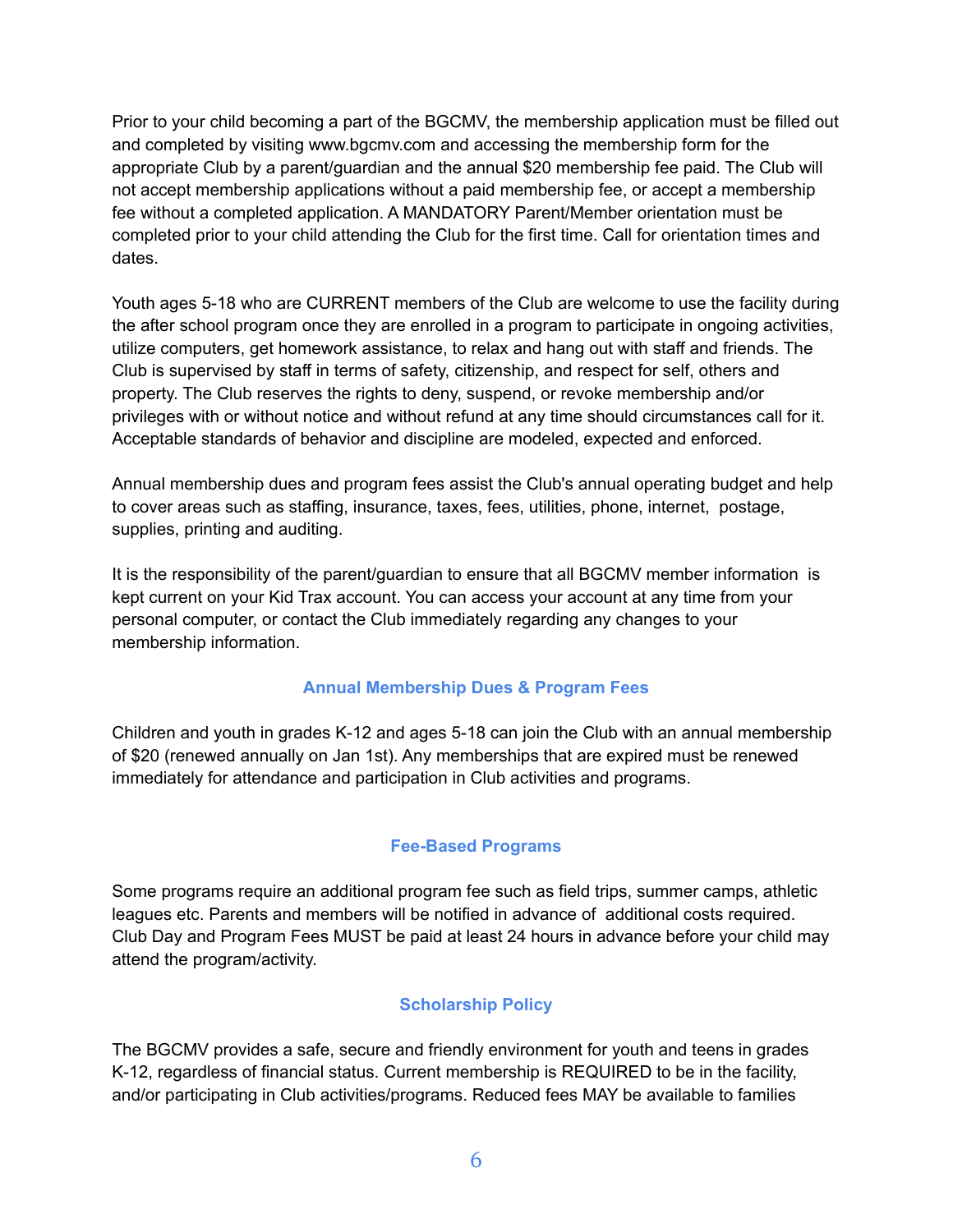Prior to your child becoming a part of the BGCMV, the membership application must be filled out and completed by visiting www.bgcmv.com and accessing the membership form for the appropriate Club by a parent/guardian and the annual $20 membership fee paid. The Club will not accept membership applications without a paid membership fee, or accept a membership fee without a completed application. A MANDATORY Parent/Member orientation must be completed prior to your child attending the Club for the first time. Call for orientation times and dates.

Youth ages 5-18 who are CURRENT members of the Club are welcome to use the facility during the after school program once they are enrolled in a program to participate in ongoing activities, utilize computers, get homework assistance, to relax and hang out with staff and friends. The Club is supervised by staff in terms of safety, citizenship, and respect for self, others and property. The Club reserves the rights to deny, suspend, or revoke membership and/or privileges with or without notice and without refund at any time should circumstances call for it. Acceptable standards of behavior and discipline are modeled, expected and enforced.

Annual membership dues and program fees assist the Club's annual operating budget and help to cover areas such as staffing, insurance, taxes, fees, utilities, phone, internet, postage, supplies, printing and auditing.

It is the responsibility of the parent/guardian to ensure that all BGCMV member information is kept current on your Kid Trax account. You can access your account at any time from your personal computer, or contact the Club immediately regarding any changes to your membership information.

## Annual Membership Dues & Program Fees

Children and youth in grades K-12 and ages 5-18 can join the Club with an annual membership of $20 (renewed annually on Jan 1st). Any memberships that are expired must be renewed immediately for attendance and participation in Club activities and programs.

## Fee-Based Programs

Some programs require an additional program fee such as field trips, summer camps, athletic leagues etc. Parents and members will be notified in advance of additional costs required. Club Day and Program Fees MUST be paid at least 24 hours in advance before your child may attend the program/activity.

## Scholarship Policy

The BGCMV provides a safe, secure and friendly environment for youth and teens in grades K-12, regardless of financial status. Current membership is REQUIRED to be in the facility, and/or participating in Club activities/programs. Reduced fees MAY be available to families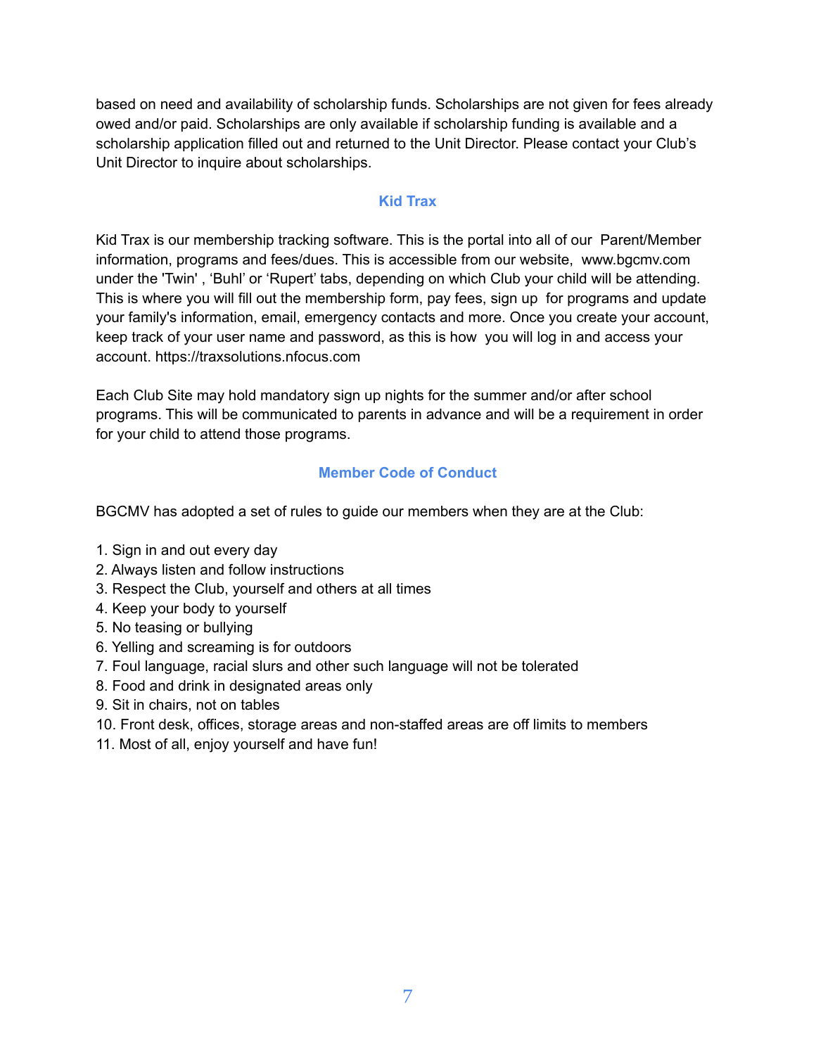based on need and availability of scholarship funds. Scholarships are not given for fees already owed and/or paid. Scholarships are only available if scholarship funding is available and a scholarship application filled out and returned to the Unit Director. Please contact your Club's Unit Director to inquire about scholarships.

## Kid Trax

Kid Trax is our membership tracking software. This is the portal into all of our Parent/Member information, programs and fees/dues. This is accessible from our website, www.bgcmv.com under the 'Twin' , 'Buhl' or 'Rupert' tabs, depending on which Club your child will be attending. This is where you will fill out the membership form, pay fees, sign up for programs and update your family's information, email, emergency contacts and more. Once you create your account, keep track of your user name and password, as this is how you will log in and access your account. https://traxsolutions.nfocus.com

Each Club Site may hold mandatory sign up nights for the summer and/or after school programs. This will be communicated to parents in advance and will be a requirement in order for your child to attend those programs.

## Member Code of Conduct

BGCMV has adopted a set of rules to guide our members when they are at the Club:

1. Sign in and out every day
2. Always listen and follow instructions
3. Respect the Club, yourself and others at all times
4. Keep your body to yourself
5. No teasing or bullying
6. Yelling and screaming is for outdoors
7. Foul language, racial slurs and other such language will not be tolerated
8. Food and drink in designated areas only
9. Sit in chairs, not on tables
10. Front desk, offices, storage areas and non-staffed areas are off limits to members
11. Most of all, enjoy yourself and have fun!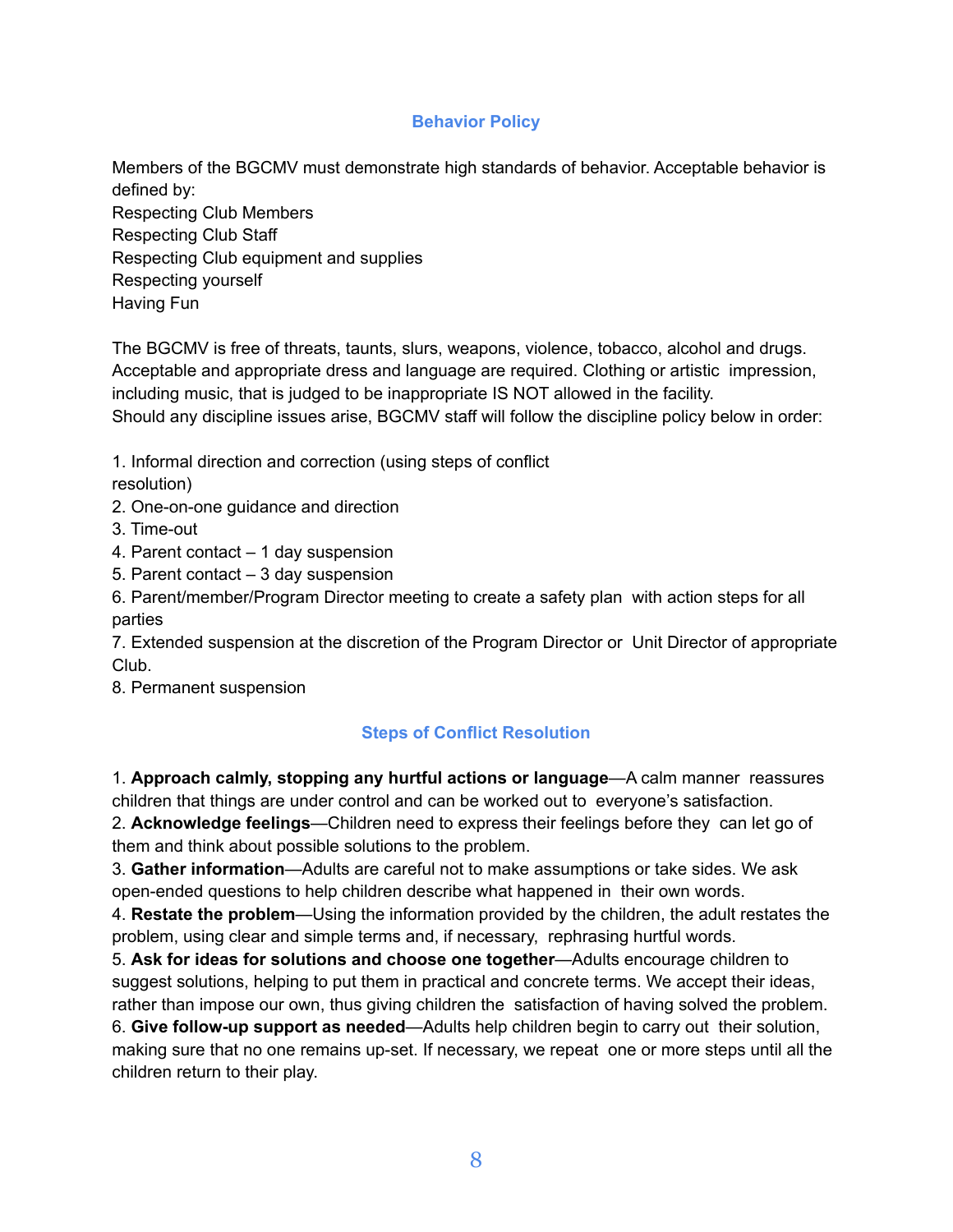## Behavior Policy

Members of the BGCMV must demonstrate high standards of behavior. Acceptable behavior is defined by:
Respecting Club Members
Respecting Club Staff
Respecting Club equipment and supplies
Respecting yourself
Having Fun

The BGCMV is free of threats, taunts, slurs, weapons, violence, tobacco, alcohol and drugs. Acceptable and appropriate dress and language are required. Clothing or artistic impression, including music, that is judged to be inappropriate IS NOT allowed in the facility.
Should any discipline issues arise, BGCMV staff will follow the discipline policy below in order:

1. Informal direction and correction (using steps of conflict resolution)
2. One-on-one guidance and direction
3. Time-out
4. Parent contact – 1 day suspension
5. Parent contact – 3 day suspension
6. Parent/member/Program Director meeting to create a safety plan with action steps for all parties
7. Extended suspension at the discretion of the Program Director or Unit Director of appropriate Club.
8. Permanent suspension

## Steps of Conflict Resolution

1. **Approach calmly, stopping any hurtful actions or language**—A calm manner reassures children that things are under control and can be worked out to everyone's satisfaction.
2. **Acknowledge feelings**—Children need to express their feelings before they can let go of them and think about possible solutions to the problem.
3. **Gather information**—Adults are careful not to make assumptions or take sides. We ask open-ended questions to help children describe what happened in their own words.
4. **Restate the problem**—Using the information provided by the children, the adult restates the problem, using clear and simple terms and, if necessary, rephrasing hurtful words.
5. **Ask for ideas for solutions and choose one together**—Adults encourage children to suggest solutions, helping to put them in practical and concrete terms. We accept their ideas, rather than impose our own, thus giving children the satisfaction of having solved the problem.
6. **Give follow-up support as needed**—Adults help children begin to carry out their solution, making sure that no one remains up-set. If necessary, we repeat one or more steps until all the children return to their play.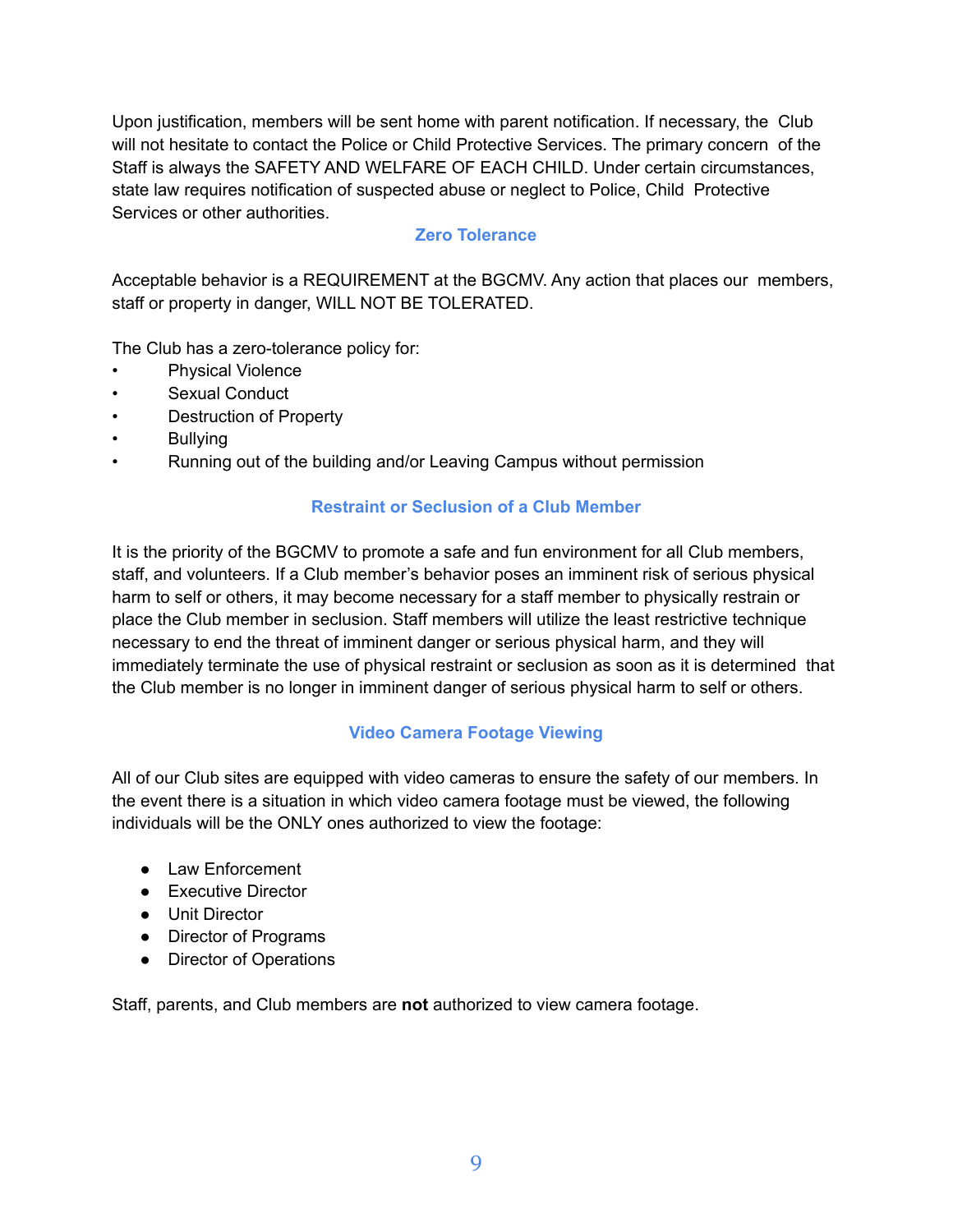Upon justification, members will be sent home with parent notification. If necessary, the Club will not hesitate to contact the Police or Child Protective Services. The primary concern of the Staff is always the SAFETY AND WELFARE OF EACH CHILD. Under certain circumstances, state law requires notification of suspected abuse or neglect to Police, Child Protective Services or other authorities.

## Zero Tolerance

Acceptable behavior is a REQUIREMENT at the BGCMV. Any action that places our members, staff or property in danger, WILL NOT BE TOLERATED.

The Club has a zero-tolerance policy for:

- Physical Violence
- Sexual Conduct
- Destruction of Property
- Bullying
- Running out of the building and/or Leaving Campus without permission

## Restraint or Seclusion of a Club Member

It is the priority of the BGCMV to promote a safe and fun environment for all Club members, staff, and volunteers. If a Club member's behavior poses an imminent risk of serious physical harm to self or others, it may become necessary for a staff member to physically restrain or place the Club member in seclusion. Staff members will utilize the least restrictive technique necessary to end the threat of imminent danger or serious physical harm, and they will immediately terminate the use of physical restraint or seclusion as soon as it is determined that the Club member is no longer in imminent danger of serious physical harm to self or others.

## Video Camera Footage Viewing

All of our Club sites are equipped with video cameras to ensure the safety of our members. In the event there is a situation in which video camera footage must be viewed, the following individuals will be the ONLY ones authorized to view the footage:

- Law Enforcement
- Executive Director
- Unit Director
- Director of Programs
- Director of Operations

Staff, parents, and Club members are **not** authorized to view camera footage.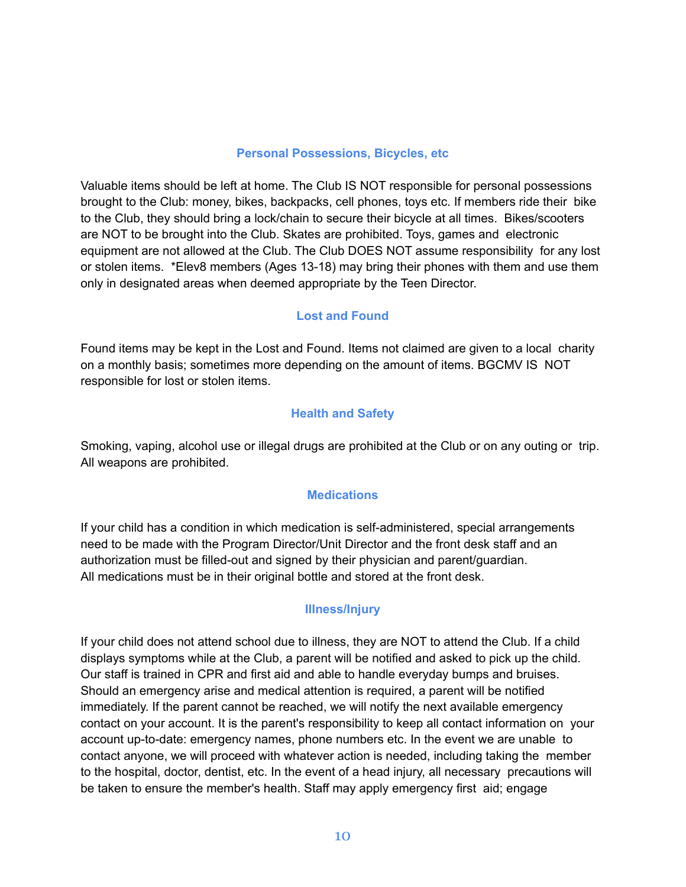### Personal Possessions, Bicycles, etc

Valuable items should be left at home. The Club IS NOT responsible for personal possessions brought to the Club: money, bikes, backpacks, cell phones, toys etc. If members ride their bike to the Club, they should bring a lock/chain to secure their bicycle at all times. Bikes/scooters are NOT to be brought into the Club. Skates are prohibited. Toys, games and electronic equipment are not allowed at the Club. The Club DOES NOT assume responsibility for any lost or stolen items. *Elev8 members (Ages 13-18) may bring their phones with them and use them only in designated areas when deemed appropriate by the Teen Director.

### Lost and Found

Found items may be kept in the Lost and Found. Items not claimed are given to a local charity on a monthly basis; sometimes more depending on the amount of items. BGCMV IS NOT responsible for lost or stolen items.

### Health and Safety

Smoking, vaping, alcohol use or illegal drugs are prohibited at the Club or on any outing or trip. All weapons are prohibited.

### Medications

If your child has a condition in which medication is self-administered, special arrangements need to be made with the Program Director/Unit Director and the front desk staff and an authorization must be filled-out and signed by their physician and parent/guardian. All medications must be in their original bottle and stored at the front desk.

### Illness/Injury

If your child does not attend school due to illness, they are NOT to attend the Club. If a child displays symptoms while at the Club, a parent will be notified and asked to pick up the child. Our staff is trained in CPR and first aid and able to handle everyday bumps and bruises. Should an emergency arise and medical attention is required, a parent will be notified immediately. If the parent cannot be reached, we will notify the next available emergency contact on your account. It is the parent's responsibility to keep all contact information on your account up-to-date: emergency names, phone numbers etc. In the event we are unable to contact anyone, we will proceed with whatever action is needed, including taking the member to the hospital, doctor, dentist, etc. In the event of a head injury, all necessary precautions will be taken to ensure the member's health. Staff may apply emergency first aid; engage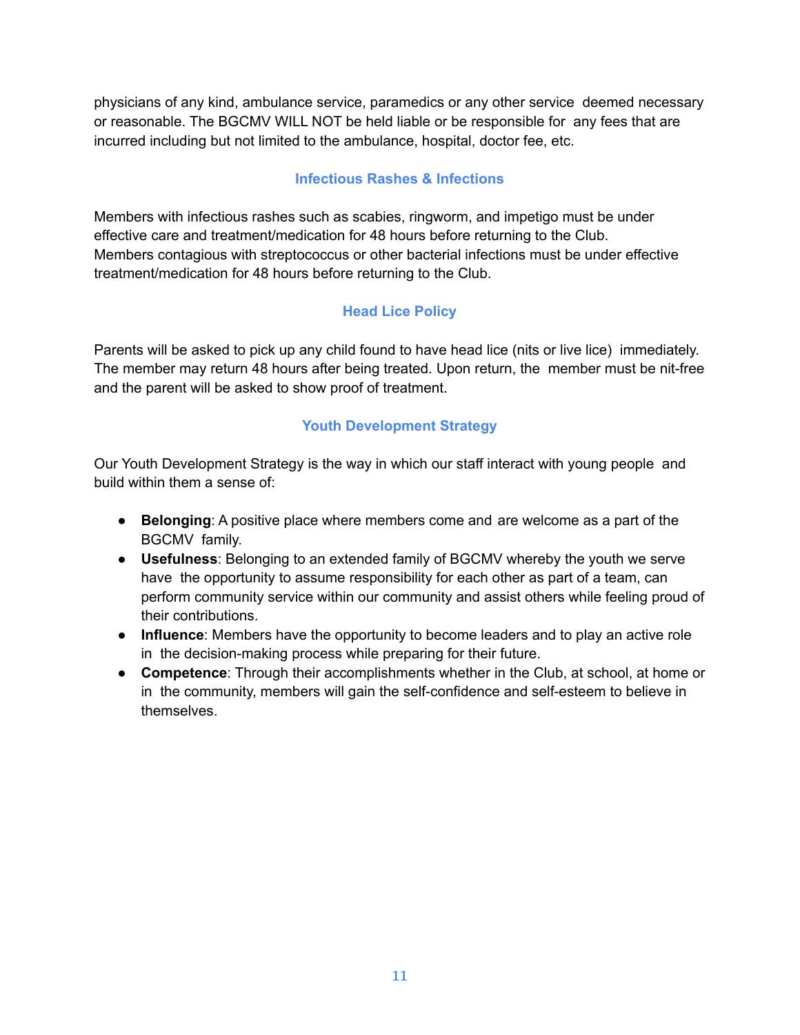physicians of any kind, ambulance service, paramedics or any other service deemed necessary or reasonable. The BGCMV WILL NOT be held liable or be responsible for any fees that are incurred including but not limited to the ambulance, hospital, doctor fee, etc.

## Infectious Rashes & Infections

Members with infectious rashes such as scabies, ringworm, and impetigo must be under effective care and treatment/medication for 48 hours before returning to the Club.
Members contagious with streptococcus or other bacterial infections must be under effective treatment/medication for 48 hours before returning to the Club.

## Head Lice Policy

Parents will be asked to pick up any child found to have head lice (nits or live lice) immediately. The member may return 48 hours after being treated. Upon return, the member must be nit-free and the parent will be asked to show proof of treatment.

## Youth Development Strategy

Our Youth Development Strategy is the way in which our staff interact with young people and build within them a sense of:

- **Belonging**: A positive place where members come and are welcome as a part of the BGCMV family.
- **Usefulness**: Belonging to an extended family of BGCMV whereby the youth we serve have the opportunity to assume responsibility for each other as part of a team, can perform community service within our community and assist others while feeling proud of their contributions.
- **Influence**: Members have the opportunity to become leaders and to play an active role in the decision-making process while preparing for their future.
- **Competence**: Through their accomplishments whether in the Club, at school, at home or in the community, members will gain the self-confidence and self-esteem to believe in themselves.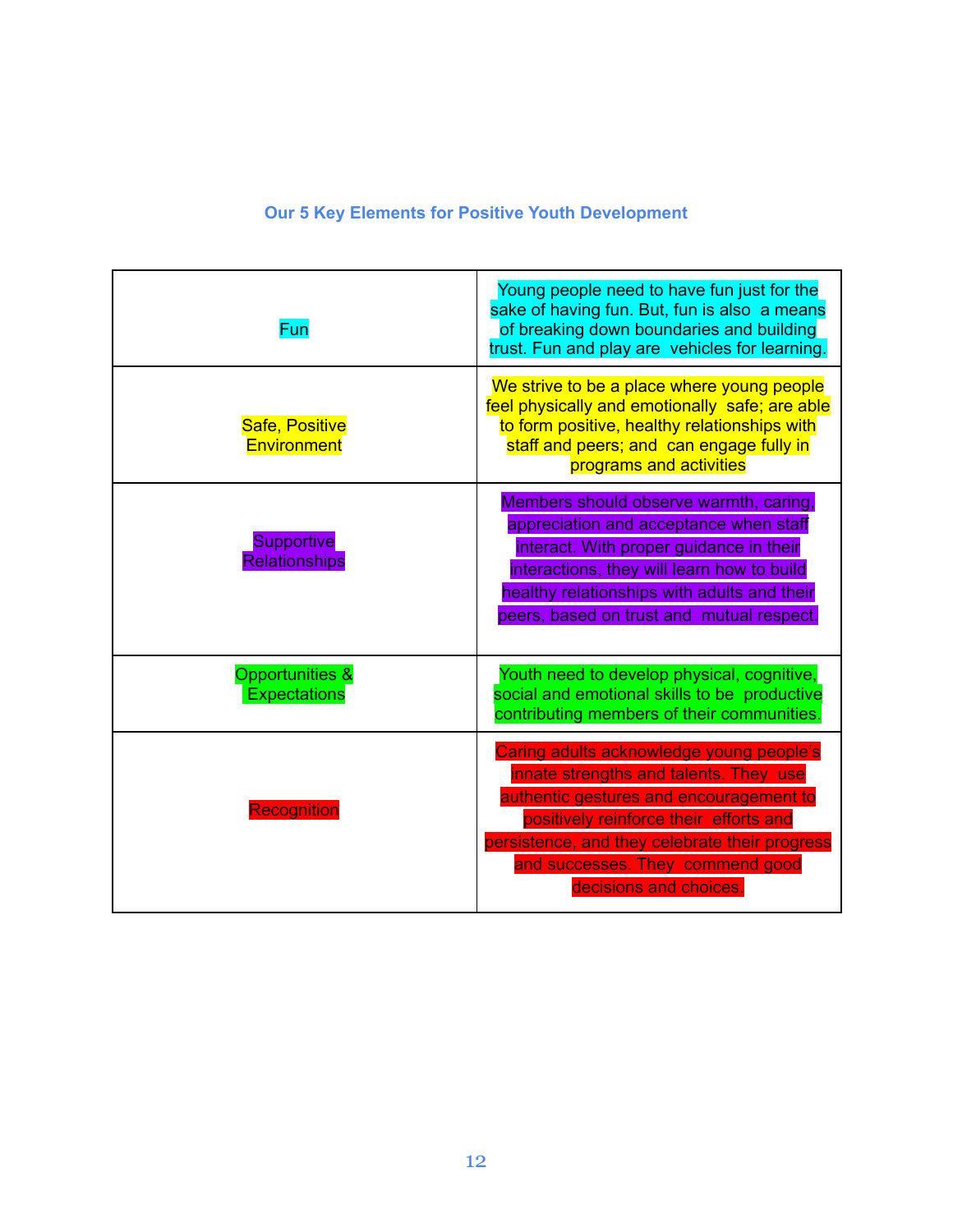### Our 5 Key Elements for Positive Youth Development

| | |
|---|---|
| Fun | Young people need to have fun just for the sake of having fun. But, fun is also a means of breaking down boundaries and building trust. Fun and play are vehicles for learning. |
| Safe, Positive Environment | We strive to be a place where young people feel physically and emotionally safe; are able to form positive, healthy relationships with staff and peers; and can engage fully in programs and activities |
| Supportive Relationships | Members should observe warmth, caring, appreciation and acceptance when staff interact. With proper guidance in their interactions, they will learn how to build healthy relationships with adults and their peers, based on trust and mutual respect. |
| Opportunities & Expectations | Youth need to develop physical, cognitive, social and emotional skills to be productive contributing members of their communities. |
| Recognition | Caring adults acknowledge young people's innate strengths and talents. They use authentic gestures and encouragement to positively reinforce their efforts and persistence, and they celebrate their progress and successes. They commend good decisions and choices. |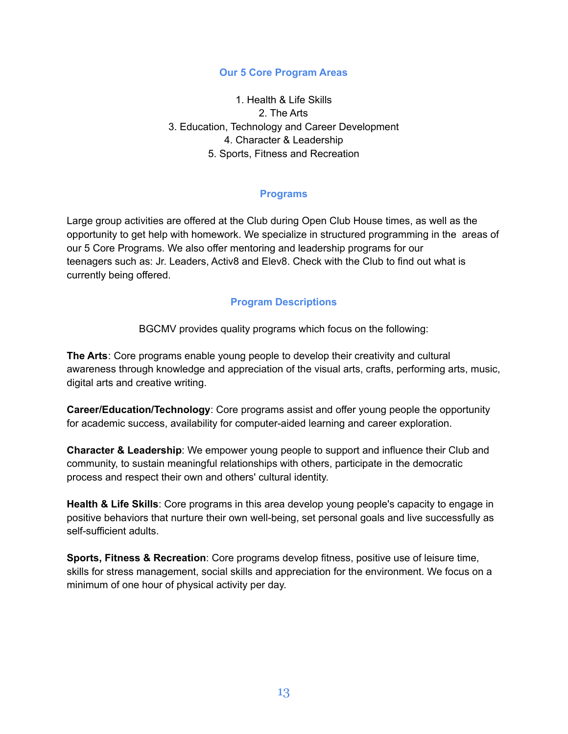## Our 5 Core Program Areas

1. Health & Life Skills
2. The Arts
3. Education, Technology and Career Development
4. Character & Leadership
5. Sports, Fitness and Recreation

## Programs

Large group activities are offered at the Club during Open Club House times, as well as the opportunity to get help with homework. We specialize in structured programming in the areas of our 5 Core Programs. We also offer mentoring and leadership programs for our teenagers such as: Jr. Leaders, Activ8 and Elev8. Check with the Club to find out what is currently being offered.

## Program Descriptions

BGCMV provides quality programs which focus on the following:

**The Arts**: Core programs enable young people to develop their creativity and cultural awareness through knowledge and appreciation of the visual arts, crafts, performing arts, music, digital arts and creative writing.

**Career/Education/Technology**: Core programs assist and offer young people the opportunity for academic success, availability for computer-aided learning and career exploration.

**Character & Leadership**: We empower young people to support and influence their Club and community, to sustain meaningful relationships with others, participate in the democratic process and respect their own and others' cultural identity.

**Health & Life Skills**: Core programs in this area develop young people's capacity to engage in positive behaviors that nurture their own well-being, set personal goals and live successfully as self-sufficient adults.

**Sports, Fitness & Recreation**: Core programs develop fitness, positive use of leisure time, skills for stress management, social skills and appreciation for the environment. We focus on a minimum of one hour of physical activity per day.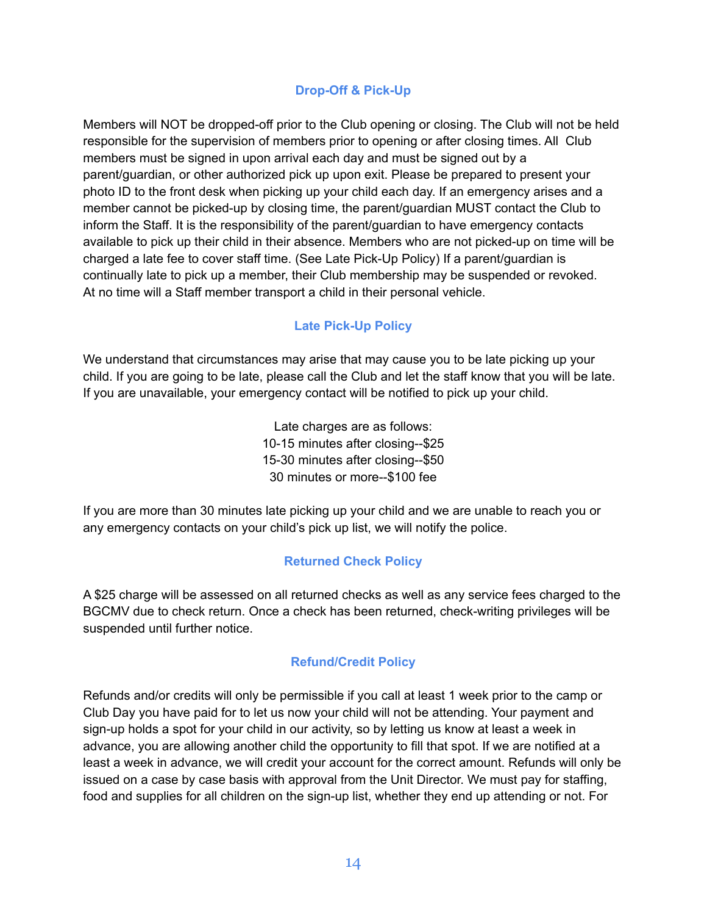## Drop-Off & Pick-Up

Members will NOT be dropped-off prior to the Club opening or closing. The Club will not be held responsible for the supervision of members prior to opening or after closing times. All Club members must be signed in upon arrival each day and must be signed out by a parent/guardian, or other authorized pick up upon exit. Please be prepared to present your photo ID to the front desk when picking up your child each day. If an emergency arises and a member cannot be picked-up by closing time, the parent/guardian MUST contact the Club to inform the Staff. It is the responsibility of the parent/guardian to have emergency contacts available to pick up their child in their absence. Members who are not picked-up on time will be charged a late fee to cover staff time. (See Late Pick-Up Policy) If a parent/guardian is continually late to pick up a member, their Club membership may be suspended or revoked. At no time will a Staff member transport a child in their personal vehicle.

## Late Pick-Up Policy

We understand that circumstances may arise that may cause you to be late picking up your child. If you are going to be late, please call the Club and let the staff know that you will be late. If you are unavailable, your emergency contact will be notified to pick up your child.

Late charges are as follows:
10-15 minutes after closing--$25
15-30 minutes after closing--$50
30 minutes or more--$100 fee

If you are more than 30 minutes late picking up your child and we are unable to reach you or any emergency contacts on your child's pick up list, we will notify the police.

## Returned Check Policy

A $25 charge will be assessed on all returned checks as well as any service fees charged to the BGCMV due to check return. Once a check has been returned, check-writing privileges will be suspended until further notice.

## Refund/Credit Policy

Refunds and/or credits will only be permissible if you call at least 1 week prior to the camp or Club Day you have paid for to let us now your child will not be attending. Your payment and sign-up holds a spot for your child in our activity, so by letting us know at least a week in advance, you are allowing another child the opportunity to fill that spot. If we are notified at a least a week in advance, we will credit your account for the correct amount. Refunds will only be issued on a case by case basis with approval from the Unit Director. We must pay for staffing, food and supplies for all children on the sign-up list, whether they end up attending or not. For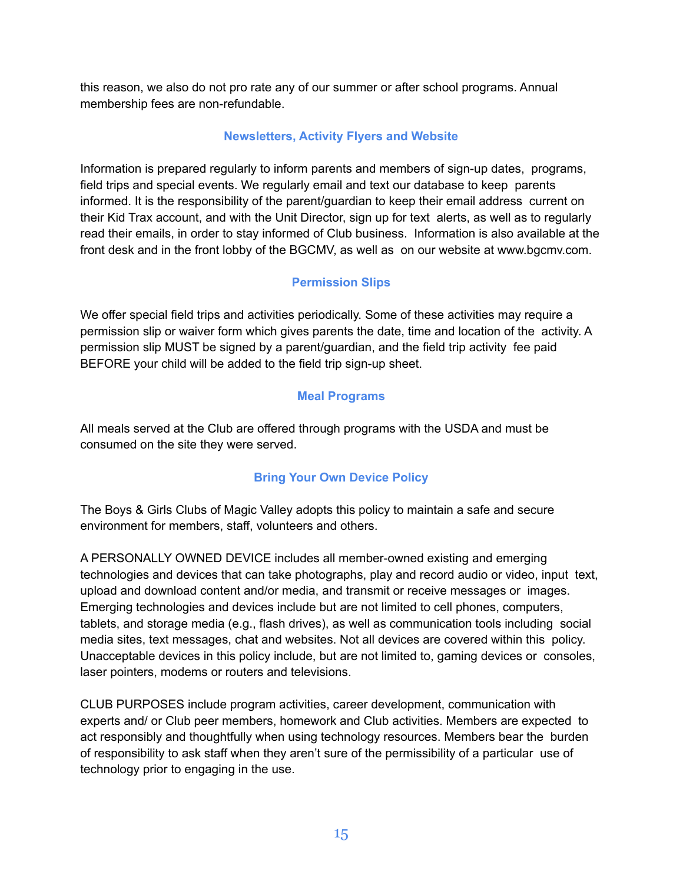this reason, we also do not pro rate any of our summer or after school programs. Annual membership fees are non-refundable.

## Newsletters, Activity Flyers and Website

Information is prepared regularly to inform parents and members of sign-up dates, programs, field trips and special events. We regularly email and text our database to keep parents informed. It is the responsibility of the parent/guardian to keep their email address current on their Kid Trax account, and with the Unit Director, sign up for text alerts, as well as to regularly read their emails, in order to stay informed of Club business. Information is also available at the front desk and in the front lobby of the BGCMV, as well as on our website at www.bgcmv.com.

## Permission Slips

We offer special field trips and activities periodically. Some of these activities may require a permission slip or waiver form which gives parents the date, time and location of the activity. A permission slip MUST be signed by a parent/guardian, and the field trip activity fee paid BEFORE your child will be added to the field trip sign-up sheet.

## Meal Programs

All meals served at the Club are offered through programs with the USDA and must be consumed on the site they were served.

## Bring Your Own Device Policy

The Boys & Girls Clubs of Magic Valley adopts this policy to maintain a safe and secure environment for members, staff, volunteers and others.

A PERSONALLY OWNED DEVICE includes all member-owned existing and emerging technologies and devices that can take photographs, play and record audio or video, input text, upload and download content and/or media, and transmit or receive messages or images. Emerging technologies and devices include but are not limited to cell phones, computers, tablets, and storage media (e.g., flash drives), as well as communication tools including social media sites, text messages, chat and websites. Not all devices are covered within this policy. Unacceptable devices in this policy include, but are not limited to, gaming devices or consoles, laser pointers, modems or routers and televisions.

CLUB PURPOSES include program activities, career development, communication with experts and/ or Club peer members, homework and Club activities. Members are expected to act responsibly and thoughtfully when using technology resources. Members bear the burden of responsibility to ask staff when they aren't sure of the permissibility of a particular use of technology prior to engaging in the use.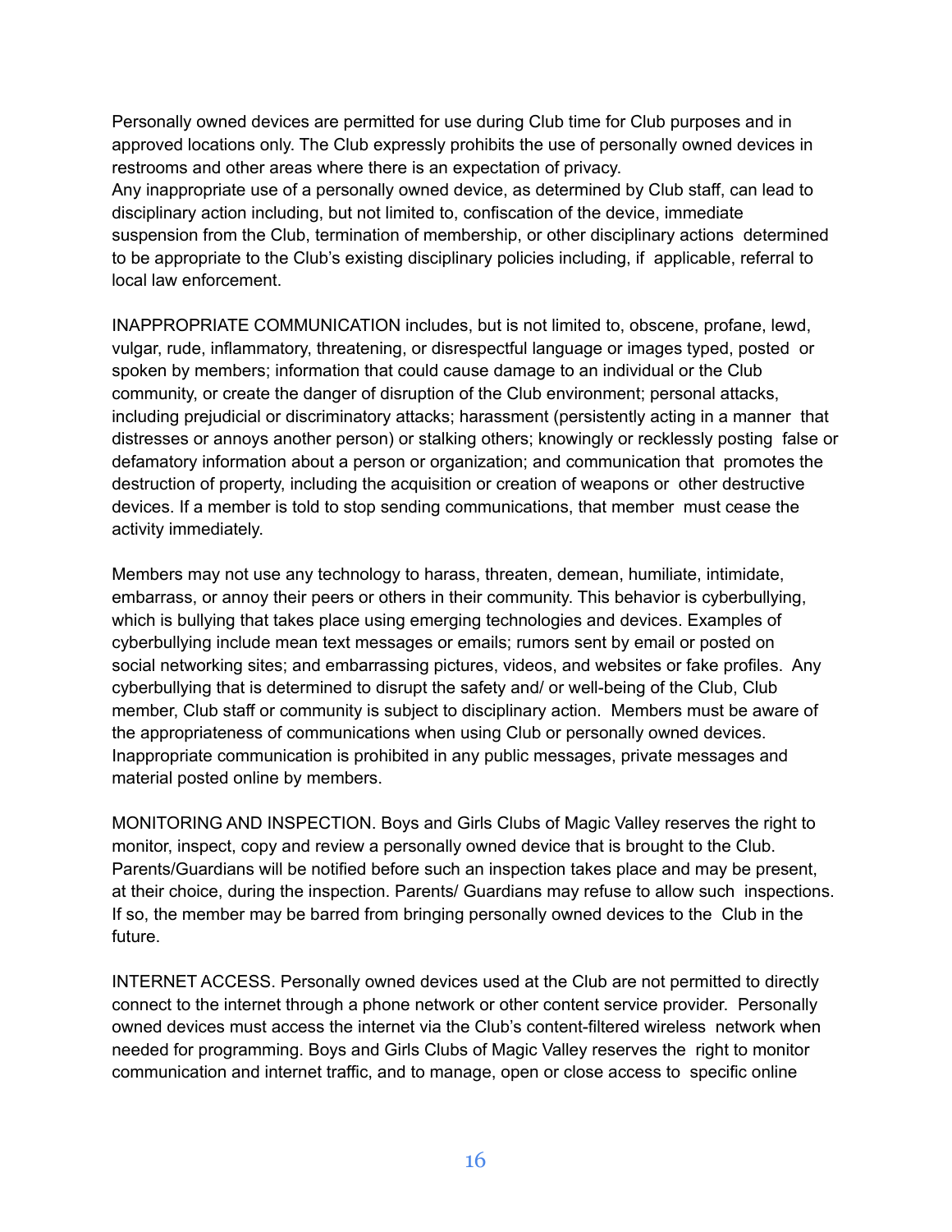Personally owned devices are permitted for use during Club time for Club purposes and in approved locations only. The Club expressly prohibits the use of personally owned devices in restrooms and other areas where there is an expectation of privacy.
Any inappropriate use of a personally owned device, as determined by Club staff, can lead to disciplinary action including, but not limited to, confiscation of the device, immediate suspension from the Club, termination of membership, or other disciplinary actions determined to be appropriate to the Club's existing disciplinary policies including, if applicable, referral to local law enforcement.

INAPPROPRIATE COMMUNICATION includes, but is not limited to, obscene, profane, lewd, vulgar, rude, inflammatory, threatening, or disrespectful language or images typed, posted or spoken by members; information that could cause damage to an individual or the Club community, or create the danger of disruption of the Club environment; personal attacks, including prejudicial or discriminatory attacks; harassment (persistently acting in a manner that distresses or annoys another person) or stalking others; knowingly or recklessly posting false or defamatory information about a person or organization; and communication that promotes the destruction of property, including the acquisition or creation of weapons or other destructive devices. If a member is told to stop sending communications, that member must cease the activity immediately.

Members may not use any technology to harass, threaten, demean, humiliate, intimidate, embarrass, or annoy their peers or others in their community. This behavior is cyberbullying, which is bullying that takes place using emerging technologies and devices. Examples of cyberbullying include mean text messages or emails; rumors sent by email or posted on social networking sites; and embarrassing pictures, videos, and websites or fake profiles. Any cyberbullying that is determined to disrupt the safety and/ or well-being of the Club, Club member, Club staff or community is subject to disciplinary action. Members must be aware of the appropriateness of communications when using Club or personally owned devices. Inappropriate communication is prohibited in any public messages, private messages and material posted online by members.

MONITORING AND INSPECTION. Boys and Girls Clubs of Magic Valley reserves the right to monitor, inspect, copy and review a personally owned device that is brought to the Club. Parents/Guardians will be notified before such an inspection takes place and may be present, at their choice, during the inspection. Parents/ Guardians may refuse to allow such inspections. If so, the member may be barred from bringing personally owned devices to the Club in the future.

INTERNET ACCESS. Personally owned devices used at the Club are not permitted to directly connect to the internet through a phone network or other content service provider. Personally owned devices must access the internet via the Club's content-filtered wireless network when needed for programming. Boys and Girls Clubs of Magic Valley reserves the right to monitor communication and internet traffic, and to manage, open or close access to specific online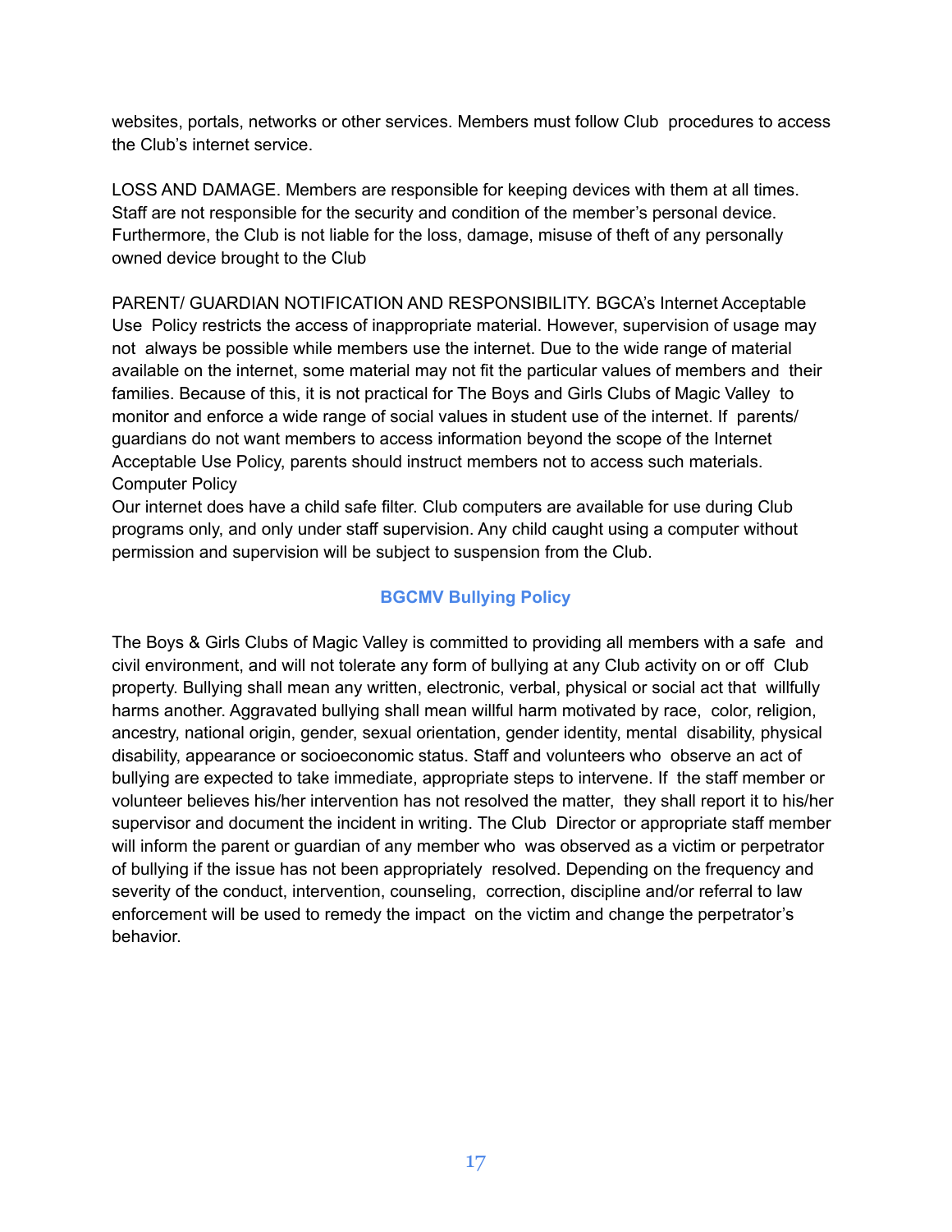websites, portals, networks or other services. Members must follow Club procedures to access the Club's internet service.

LOSS AND DAMAGE. Members are responsible for keeping devices with them at all times. Staff are not responsible for the security and condition of the member's personal device. Furthermore, the Club is not liable for the loss, damage, misuse of theft of any personally owned device brought to the Club

PARENT/ GUARDIAN NOTIFICATION AND RESPONSIBILITY. BGCA's Internet Acceptable Use Policy restricts the access of inappropriate material. However, supervision of usage may not always be possible while members use the internet. Due to the wide range of material available on the internet, some material may not fit the particular values of members and their families. Because of this, it is not practical for The Boys and Girls Clubs of Magic Valley to monitor and enforce a wide range of social values in student use of the internet. If parents/ guardians do not want members to access information beyond the scope of the Internet Acceptable Use Policy, parents should instruct members not to access such materials.
Computer Policy
Our internet does have a child safe filter. Club computers are available for use during Club programs only, and only under staff supervision. Any child caught using a computer without permission and supervision will be subject to suspension from the Club.

## BGCMV Bullying Policy

The Boys & Girls Clubs of Magic Valley is committed to providing all members with a safe and civil environment, and will not tolerate any form of bullying at any Club activity on or off Club property. Bullying shall mean any written, electronic, verbal, physical or social act that willfully harms another. Aggravated bullying shall mean willful harm motivated by race, color, religion, ancestry, national origin, gender, sexual orientation, gender identity, mental disability, physical disability, appearance or socioeconomic status. Staff and volunteers who observe an act of bullying are expected to take immediate, appropriate steps to intervene. If the staff member or volunteer believes his/her intervention has not resolved the matter, they shall report it to his/her supervisor and document the incident in writing. The Club Director or appropriate staff member will inform the parent or guardian of any member who was observed as a victim or perpetrator of bullying if the issue has not been appropriately resolved. Depending on the frequency and severity of the conduct, intervention, counseling, correction, discipline and/or referral to law enforcement will be used to remedy the impact on the victim and change the perpetrator's behavior.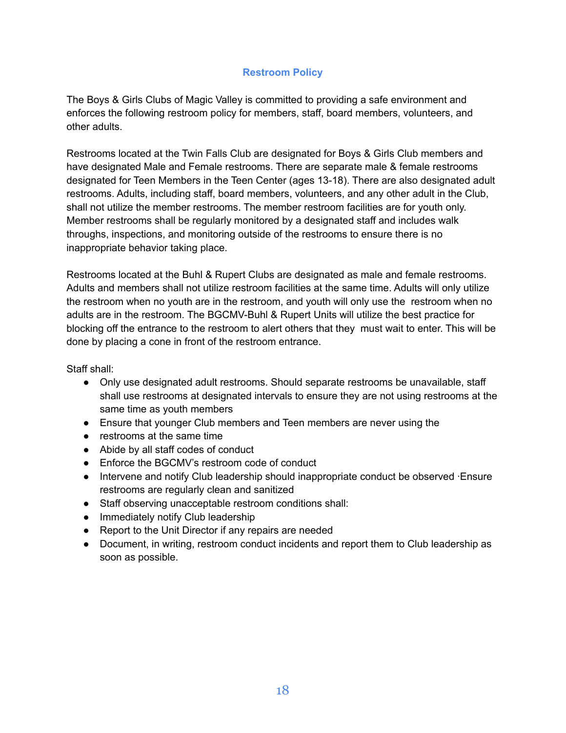## Restroom Policy

The Boys & Girls Clubs of Magic Valley is committed to providing a safe environment and enforces the following restroom policy for members, staff, board members, volunteers, and other adults.

Restrooms located at the Twin Falls Club are designated for Boys & Girls Club members and have designated Male and Female restrooms. There are separate male & female restrooms designated for Teen Members in the Teen Center (ages 13-18). There are also designated adult restrooms. Adults, including staff, board members, volunteers, and any other adult in the Club, shall not utilize the member restrooms. The member restroom facilities are for youth only. Member restrooms shall be regularly monitored by a designated staff and includes walk throughs, inspections, and monitoring outside of the restrooms to ensure there is no inappropriate behavior taking place.

Restrooms located at the Buhl & Rupert Clubs are designated as male and female restrooms. Adults and members shall not utilize restroom facilities at the same time. Adults will only utilize the restroom when no youth are in the restroom, and youth will only use the restroom when no adults are in the restroom. The BGCMV-Buhl & Rupert Units will utilize the best practice for blocking off the entrance to the restroom to alert others that they must wait to enter. This will be done by placing a cone in front of the restroom entrance.

Staff shall:

- Only use designated adult restrooms. Should separate restrooms be unavailable, staff shall use restrooms at designated intervals to ensure they are not using restrooms at the same time as youth members
- Ensure that younger Club members and Teen members are never using the
- restrooms at the same time
- Abide by all staff codes of conduct
- Enforce the BGCMV's restroom code of conduct
- Intervene and notify Club leadership should inappropriate conduct be observed ·Ensure restrooms are regularly clean and sanitized
- Staff observing unacceptable restroom conditions shall:
- Immediately notify Club leadership
- Report to the Unit Director if any repairs are needed
- Document, in writing, restroom conduct incidents and report them to Club leadership as soon as possible.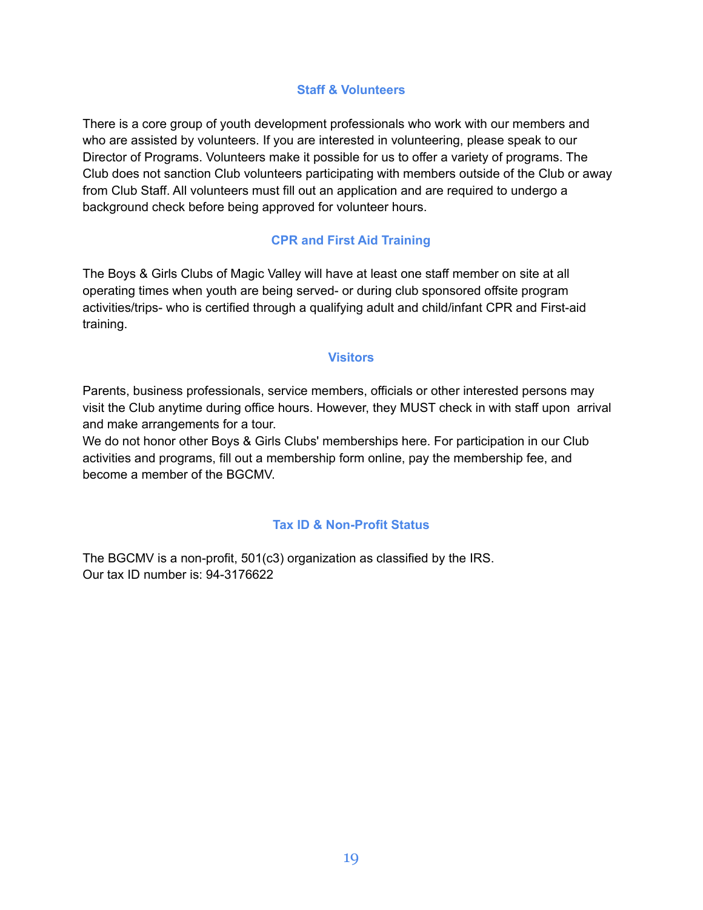### Staff & Volunteers

There is a core group of youth development professionals who work with our members and who are assisted by volunteers. If you are interested in volunteering, please speak to our Director of Programs. Volunteers make it possible for us to offer a variety of programs. The Club does not sanction Club volunteers participating with members outside of the Club or away from Club Staff. All volunteers must fill out an application and are required to undergo a background check before being approved for volunteer hours.

### CPR and First Aid Training

The Boys & Girls Clubs of Magic Valley will have at least one staff member on site at all operating times when youth are being served- or during club sponsored offsite program activities/trips- who is certified through a qualifying adult and child/infant CPR and First-aid training.

### Visitors

Parents, business professionals, service members, officials or other interested persons may visit the Club anytime during office hours. However, they MUST check in with staff upon arrival and make arrangements for a tour.

We do not honor other Boys & Girls Clubs' memberships here. For participation in our Club activities and programs, fill out a membership form online, pay the membership fee, and become a member of the BGCMV.

### Tax ID & Non-Profit Status

The BGCMV is a non-profit, 501(c3) organization as classified by the IRS.
Our tax ID number is: 94-3176622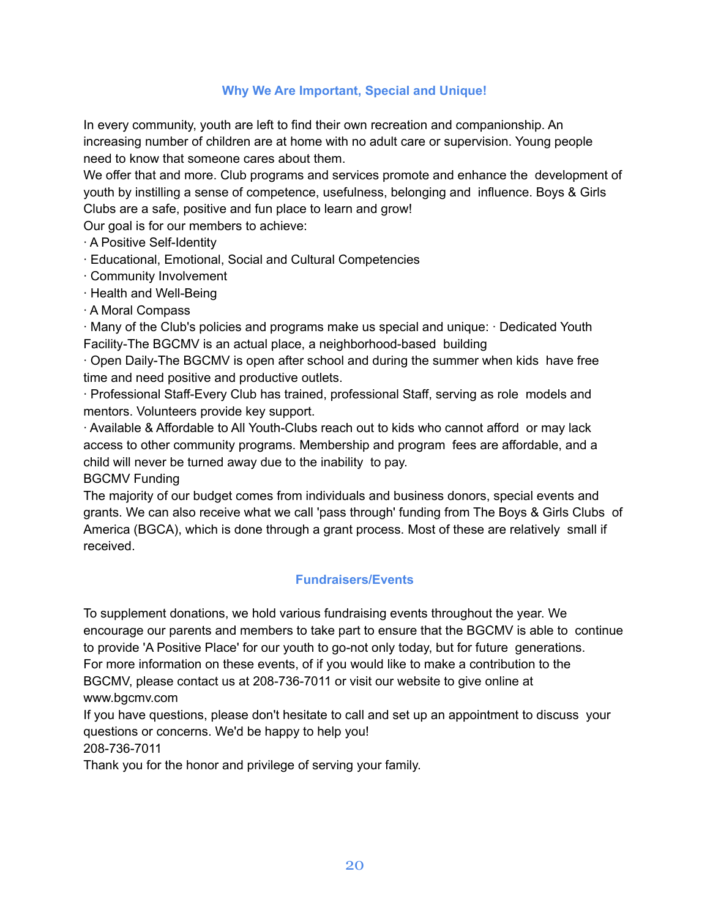## Why We Are Important, Special and Unique!

In every community, youth are left to find their own recreation and companionship. An increasing number of children are at home with no adult care or supervision. Young people need to know that someone cares about them.

We offer that and more. Club programs and services promote and enhance the development of youth by instilling a sense of competence, usefulness, belonging and influence. Boys & Girls Clubs are a safe, positive and fun place to learn and grow!

Our goal is for our members to achieve:

· A Positive Self-Identity
· Educational, Emotional, Social and Cultural Competencies
· Community Involvement
· Health and Well-Being
· A Moral Compass
· Many of the Club's policies and programs make us special and unique: · Dedicated Youth Facility-The BGCMV is an actual place, a neighborhood-based building
· Open Daily-The BGCMV is open after school and during the summer when kids have free time and need positive and productive outlets.
· Professional Staff-Every Club has trained, professional Staff, serving as role models and mentors. Volunteers provide key support.
· Available & Affordable to All Youth-Clubs reach out to kids who cannot afford or may lack access to other community programs. Membership and program fees are affordable, and a child will never be turned away due to the inability to pay.

BGCMV Funding

The majority of our budget comes from individuals and business donors, special events and grants. We can also receive what we call 'pass through' funding from The Boys & Girls Clubs of America (BGCA), which is done through a grant process. Most of these are relatively small if received.

## Fundraisers/Events

To supplement donations, we hold various fundraising events throughout the year. We encourage our parents and members to take part to ensure that the BGCMV is able to continue to provide 'A Positive Place' for our youth to go-not only today, but for future generations.

For more information on these events, of if you would like to make a contribution to the BGCMV, please contact us at 208-736-7011 or visit our website to give online at www.bgcmv.com

If you have questions, please don't hesitate to call and set up an appointment to discuss your questions or concerns. We'd be happy to help you!

208-736-7011

Thank you for the honor and privilege of serving your family.